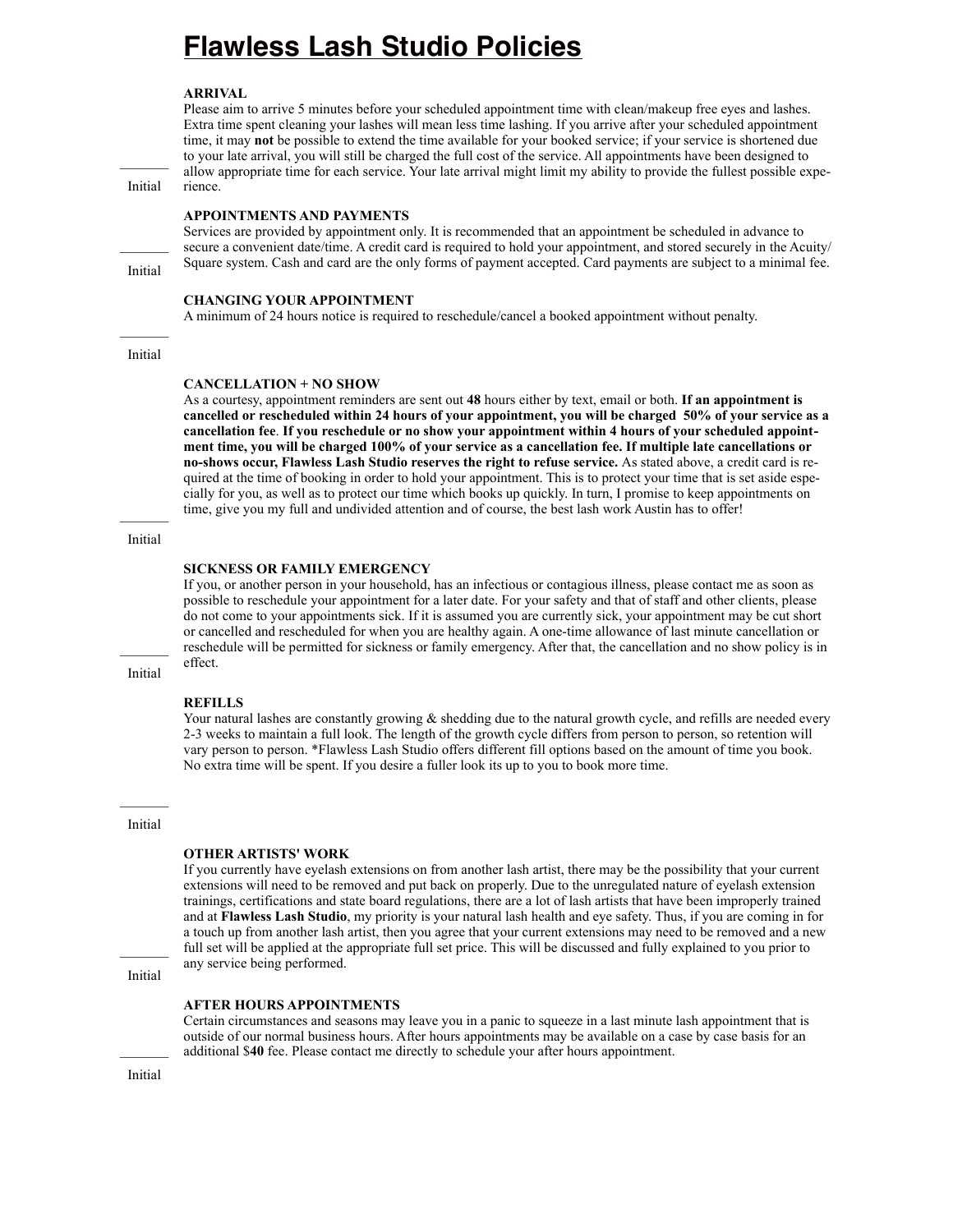# Flawless Lash Studio Policies

**ARRIVAL**

Please aim to arrive 5 minutes before your scheduled appointment time with clean/makeup free eyes and lashes. Extra time spent cleaning your lashes will mean less time lashing. If you arrive after your scheduled appointment time, it may **not** be possible to extend the time available for your booked service; if your service is shortened due to your late arrival, you will still be charged the full cost of the service. All appointments have been designed to allow appropriate time for each service. Your late arrival might limit my ability to provide the fullest possible experience.

_______ Initial

**APPOINTMENTS AND PAYMENTS**

Services are provided by appointment only. It is recommended that an appointment be scheduled in advance to secure a convenient date/time. A credit card is required to hold your appointment, and stored securely in the Acuity/ Square system. Cash and card are the only forms of payment accepted. Card payments are subject to a minimal fee.

_______ Initial

**CHANGING YOUR APPOINTMENT**

A minimum of 24 hours notice is required to reschedule/cancel a booked appointment without penalty.

_______ Initial

**CANCELLATION + NO SHOW**

As a courtesy, appointment reminders are sent out **48** hours either by text, email or both. **If an appointment is cancelled or rescheduled within 24 hours of your appointment, you will be charged 50% of your service as a cancellation fee**. **If you reschedule or no show your appointment within 4 hours of your scheduled appointment time, you will be charged 100% of your service as a cancellation fee. If multiple late cancellations or no-shows occur, Flawless Lash Studio reserves the right to refuse service.** As stated above, a credit card is required at the time of booking in order to hold your appointment. This is to protect your time that is set aside especially for you, as well as to protect our time which books up quickly. In turn, I promise to keep appointments on time, give you my full and undivided attention and of course, the best lash work Austin has to offer!

_______ Initial

**SICKNESS OR FAMILY EMERGENCY**

If you, or another person in your household, has an infectious or contagious illness, please contact me as soon as possible to reschedule your appointment for a later date. For your safety and that of staff and other clients, please do not come to your appointments sick. If it is assumed you are currently sick, your appointment may be cut short or cancelled and rescheduled for when you are healthy again. A one-time allowance of last minute cancellation or reschedule will be permitted for sickness or family emergency. After that, the cancellation and no show policy is in effect.

_______ Initial

**REFILLS**

Your natural lashes are constantly growing & shedding due to the natural growth cycle, and refills are needed every 2-3 weeks to maintain a full look. The length of the growth cycle differs from person to person, so retention will vary person to person. *Flawless Lash Studio offers different fill options based on the amount of time you book. No extra time will be spent. If you desire a fuller look its up to you to book more time.

_______ Initial

**OTHER ARTISTS' WORK**

If you currently have eyelash extensions on from another lash artist, there may be the possibility that your current extensions will need to be removed and put back on properly. Due to the unregulated nature of eyelash extension trainings, certifications and state board regulations, there are a lot of lash artists that have been improperly trained and at **Flawless Lash Studio**, my priority is your natural lash health and eye safety. Thus, if you are coming in for a touch up from another lash artist, then you agree that your current extensions may need to be removed and a new full set will be applied at the appropriate full set price. This will be discussed and fully explained to you prior to any service being performed.

_______ Initial

**AFTER HOURS APPOINTMENTS**

Certain circumstances and seasons may leave you in a panic to squeeze in a last minute lash appointment that is outside of our normal business hours. After hours appointments may be available on a case by case basis for an additional $**40** fee. Please contact me directly to schedule your after hours appointment.

_______ Initial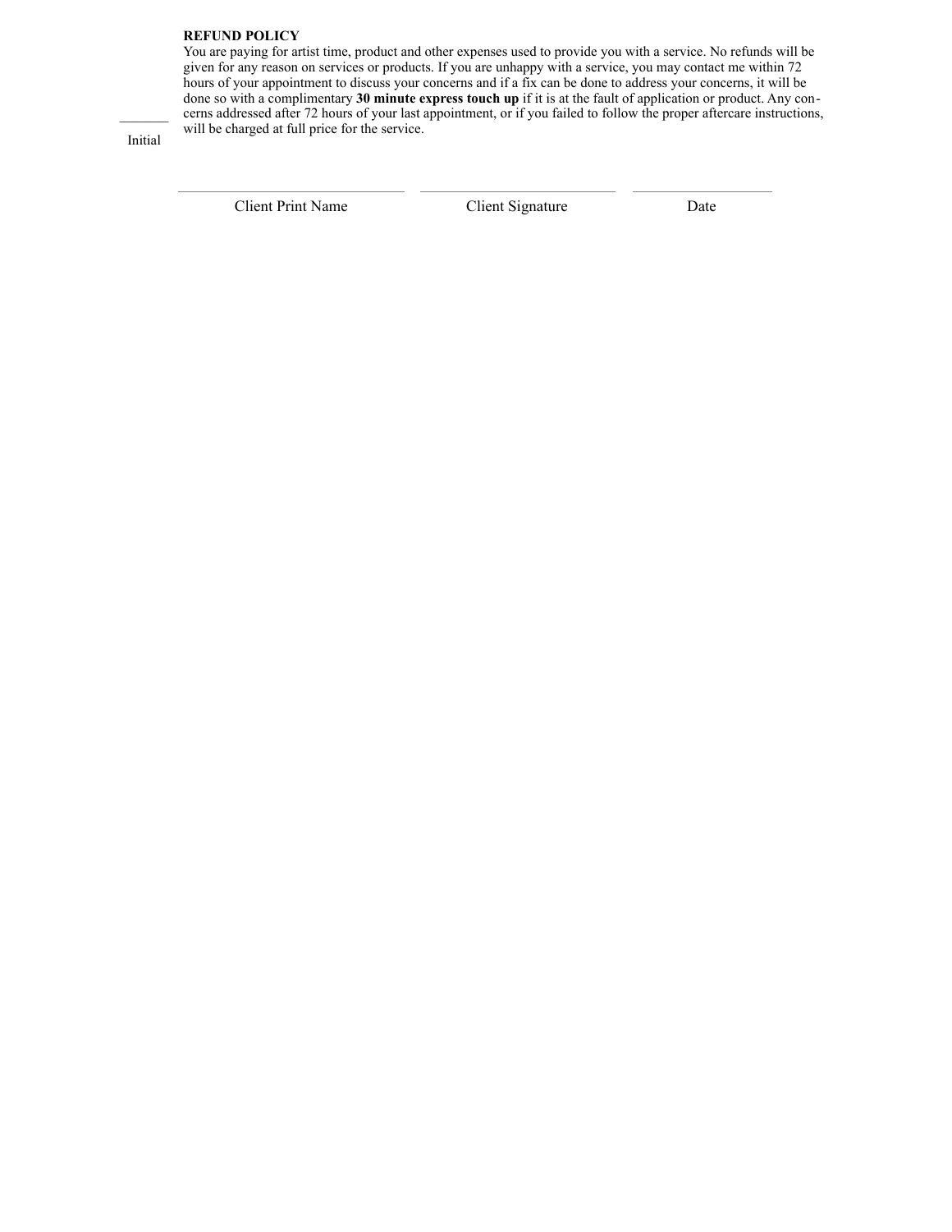**REFUND POLICY**

You are paying for artist time, product and other expenses used to provide you with a service. No refunds will be given for any reason on services or products. If you are unhappy with a service, you may contact me within 72 hours of your appointment to discuss your concerns and if a fix can be done to address your concerns, it will be done so with a complimentary **30 minute express touch up** if it is at the fault of application or product. Any concerns addressed after 72 hours of your last appointment, or if you failed to follow the proper aftercare instructions, will be charged at full price for the service.

_______ Initial

| | | |
|---|---|---|
| ______________________ | ______________________ | ______________ |
| Client Print Name | Client Signature | Date |